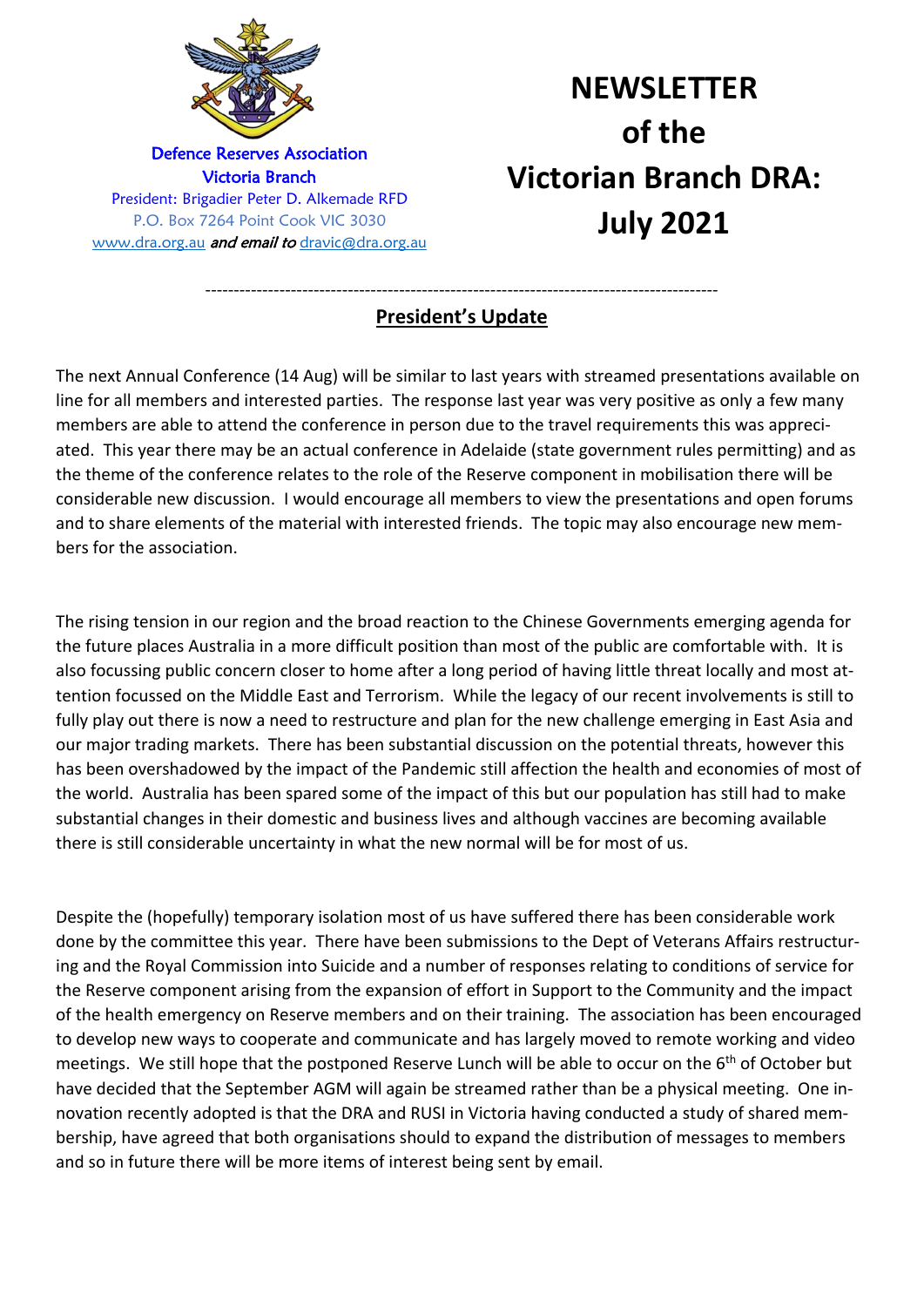Defence Reserves Association
Victoria Branch
President: Brigadier Peter D. Alkemade RFD
P.O. Box 7264 Point Cook VIC 3030
www.dra.org.au *and email to* dravic@dra.org.au

# NEWSLETTER of the Victorian Branch DRA: July 2021

---

## President's Update

The next Annual Conference (14 Aug) will be similar to last years with streamed presentations available on line for all members and interested parties. The response last year was very positive as only a few many members are able to attend the conference in person due to the travel requirements this was appreciated. This year there may be an actual conference in Adelaide (state government rules permitting) and as the theme of the conference relates to the role of the Reserve component in mobilisation there will be considerable new discussion. I would encourage all members to view the presentations and open forums and to share elements of the material with interested friends. The topic may also encourage new members for the association.

The rising tension in our region and the broad reaction to the Chinese Governments emerging agenda for the future places Australia in a more difficult position than most of the public are comfortable with. It is also focussing public concern closer to home after a long period of having little threat locally and most attention focussed on the Middle East and Terrorism. While the legacy of our recent involvements is still to fully play out there is now a need to restructure and plan for the new challenge emerging in East Asia and our major trading markets. There has been substantial discussion on the potential threats, however this has been overshadowed by the impact of the Pandemic still affection the health and economies of most of the world. Australia has been spared some of the impact of this but our population has still had to make substantial changes in their domestic and business lives and although vaccines are becoming available there is still considerable uncertainty in what the new normal will be for most of us.

Despite the (hopefully) temporary isolation most of us have suffered there has been considerable work done by the committee this year. There have been submissions to the Dept of Veterans Affairs restructuring and the Royal Commission into Suicide and a number of responses relating to conditions of service for the Reserve component arising from the expansion of effort in Support to the Community and the impact of the health emergency on Reserve members and on their training. The association has been encouraged to develop new ways to cooperate and communicate and has largely moved to remote working and video meetings. We still hope that the postponed Reserve Lunch will be able to occur on the 6th of October but have decided that the September AGM will again be streamed rather than be a physical meeting. One innovation recently adopted is that the DRA and RUSI in Victoria having conducted a study of shared membership, have agreed that both organisations should to expand the distribution of messages to members and so in future there will be more items of interest being sent by email.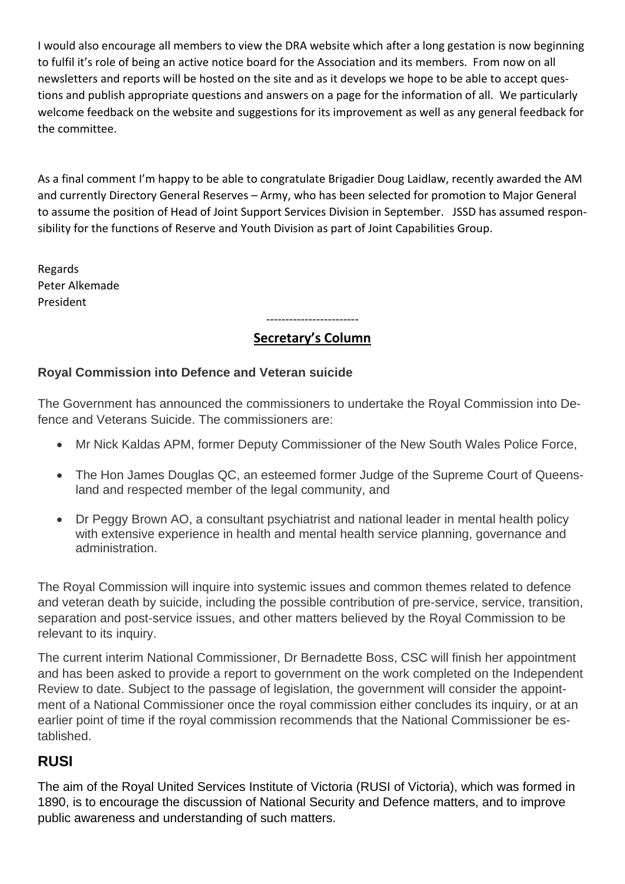I would also encourage all members to view the DRA website which after a long gestation is now beginning to fulfil it's role of being an active notice board for the Association and its members. From now on all newsletters and reports will be hosted on the site and as it develops we hope to be able to accept questions and publish appropriate questions and answers on a page for the information of all. We particularly welcome feedback on the website and suggestions for its improvement as well as any general feedback for the committee.

As a final comment I'm happy to be able to congratulate Brigadier Doug Laidlaw, recently awarded the AM and currently Directory General Reserves – Army, who has been selected for promotion to Major General to assume the position of Head of Joint Support Services Division in September. JSSD has assumed responsibility for the functions of Reserve and Youth Division as part of Joint Capabilities Group.

Regards
Peter Alkemade
President

------------------------

## Secretary's Column

### Royal Commission into Defence and Veteran suicide

The Government has announced the commissioners to undertake the Royal Commission into Defence and Veterans Suicide. The commissioners are:

- Mr Nick Kaldas APM, former Deputy Commissioner of the New South Wales Police Force,
- The Hon James Douglas QC, an esteemed former Judge of the Supreme Court of Queensland and respected member of the legal community, and
- Dr Peggy Brown AO, a consultant psychiatrist and national leader in mental health policy with extensive experience in health and mental health service planning, governance and administration.

The Royal Commission will inquire into systemic issues and common themes related to defence and veteran death by suicide, including the possible contribution of pre-service, service, transition, separation and post-service issues, and other matters believed by the Royal Commission to be relevant to its inquiry.

The current interim National Commissioner, Dr Bernadette Boss, CSC will finish her appointment and has been asked to provide a report to government on the work completed on the Independent Review to date. Subject to the passage of legislation, the government will consider the appointment of a National Commissioner once the royal commission either concludes its inquiry, or at an earlier point of time if the royal commission recommends that the National Commissioner be established.

## RUSI

The aim of the Royal United Services Institute of Victoria (RUSI of Victoria), which was formed in 1890, is to encourage the discussion of National Security and Defence matters, and to improve public awareness and understanding of such matters.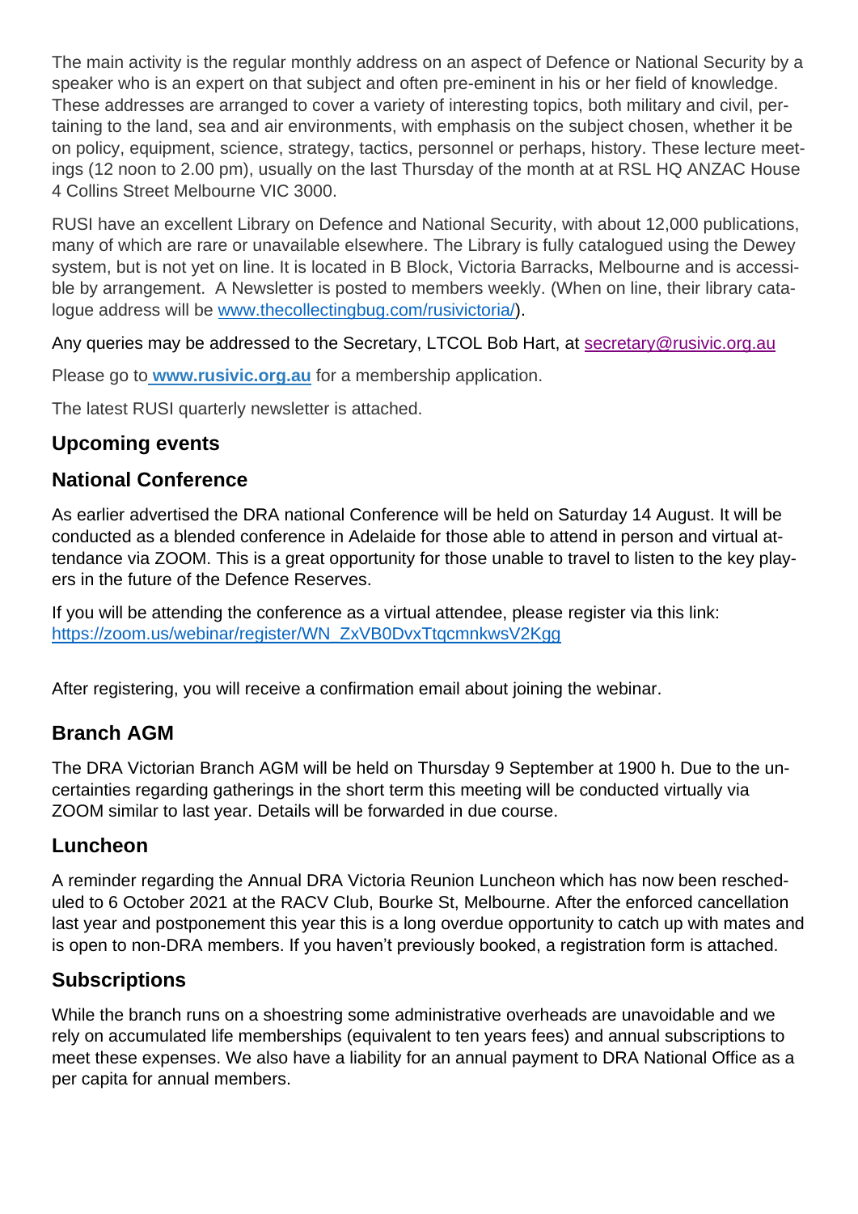The main activity is the regular monthly address on an aspect of Defence or National Security by a speaker who is an expert on that subject and often pre-eminent in his or her field of knowledge. These addresses are arranged to cover a variety of interesting topics, both military and civil, pertaining to the land, sea and air environments, with emphasis on the subject chosen, whether it be on policy, equipment, science, strategy, tactics, personnel or perhaps, history. These lecture meetings (12 noon to 2.00 pm), usually on the last Thursday of the month at at RSL HQ ANZAC House 4 Collins Street Melbourne VIC 3000.

RUSI have an excellent Library on Defence and National Security, with about 12,000 publications, many of which are rare or unavailable elsewhere. The Library is fully catalogued using the Dewey system, but is not yet on line. It is located in B Block, Victoria Barracks, Melbourne and is accessible by arrangement. A Newsletter is posted to members weekly. (When on line, their library catalogue address will be www.thecollectingbug.com/rusivictoria/).

Any queries may be addressed to the Secretary, LTCOL Bob Hart, at secretary@rusivic.org.au

Please go to **www.rusivic.org.au** for a membership application.

The latest RUSI quarterly newsletter is attached.

## Upcoming events

## National Conference

As earlier advertised the DRA national Conference will be held on Saturday 14 August. It will be conducted as a blended conference in Adelaide for those able to attend in person and virtual attendance via ZOOM. This is a great opportunity for those unable to travel to listen to the key players in the future of the Defence Reserves.

If you will be attending the conference as a virtual attendee, please register via this link: https://zoom.us/webinar/register/WN_ZxVB0DvxTtqcmnkwsV2Kgg

After registering, you will receive a confirmation email about joining the webinar.

## Branch AGM

The DRA Victorian Branch AGM will be held on Thursday 9 September at 1900 h. Due to the uncertainties regarding gatherings in the short term this meeting will be conducted virtually via ZOOM similar to last year. Details will be forwarded in due course.

## Luncheon

A reminder regarding the Annual DRA Victoria Reunion Luncheon which has now been rescheduled to 6 October 2021 at the RACV Club, Bourke St, Melbourne. After the enforced cancellation last year and postponement this year this is a long overdue opportunity to catch up with mates and is open to non-DRA members. If you haven't previously booked, a registration form is attached.

## Subscriptions

While the branch runs on a shoestring some administrative overheads are unavoidable and we rely on accumulated life memberships (equivalent to ten years fees) and annual subscriptions to meet these expenses. We also have a liability for an annual payment to DRA National Office as a per capita for annual members.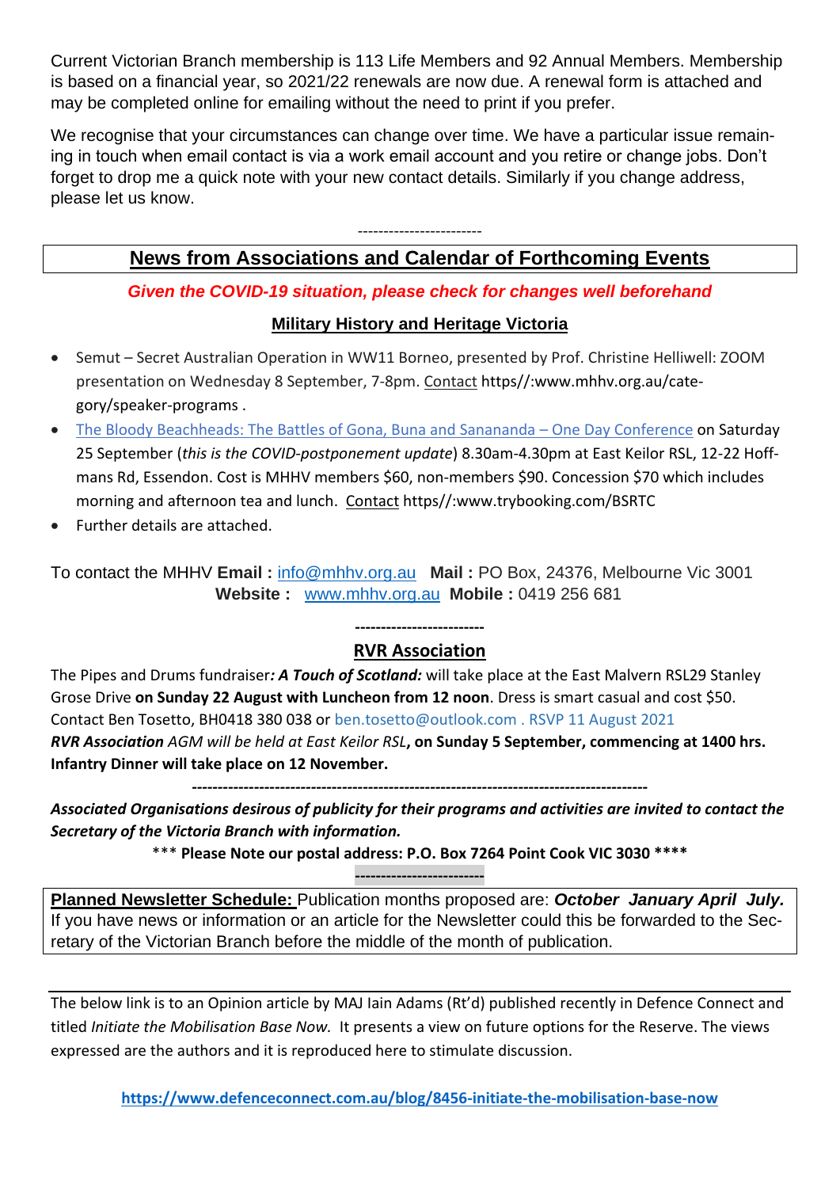Current Victorian Branch membership is 113 Life Members and 92 Annual Members. Membership is based on a financial year, so 2021/22 renewals are now due. A renewal form is attached and may be completed online for emailing without the need to print if you prefer.

We recognise that your circumstances can change over time. We have a particular issue remaining in touch when email contact is via a work email account and you retire or change jobs. Don't forget to drop me a quick note with your new contact details. Similarly if you change address, please let us know.

------------------------

## News from Associations and Calendar of Forthcoming Events

***Given the COVID-19 situation, please check for changes well beforehand***

### Military History and Heritage Victoria

- Semut – Secret Australian Operation in WW11 Borneo, presented by Prof. Christine Helliwell: ZOOM presentation on Wednesday 8 September, 7-8pm. Contact https//:www.mhhv.org.au/category/speaker-programs .
- The Bloody Beachheads: The Battles of Gona, Buna and Sanananda – One Day Conference on Saturday 25 September (*this is the COVID-postponement update*) 8.30am-4.30pm at East Keilor RSL, 12-22 Hoffmans Rd, Essendon. Cost is MHHV members $60, non-members $90. Concession $70 which includes morning and afternoon tea and lunch. Contact https//:www.trybooking.com/BSRTC
- Further details are attached.

To contact the MHHV **Email :** info@mhhv.org.au **Mail :** PO Box, 24376, Melbourne Vic 3001
**Website :** www.mhhv.org.au **Mobile :** 0419 256 681

------------------------

### RVR Association

The Pipes and Drums fundraiser***: A Touch of Scotland:*** will take place at the East Malvern RSL29 Stanley Grose Drive **on Sunday 22 August with Luncheon from 12 noon**. Dress is smart casual and cost $50. Contact Ben Tosetto, BH0418 380 038 or ben.tosetto@outlook.com . RSVP 11 August 2021
***RVR Association*** *AGM will be held at East Keilor RSL*, **on Sunday 5 September, commencing at 1400 hrs. Infantry Dinner will take place on 12 November.**

------------------------------------------------------------------------------------------

***Associated Organisations desirous of publicity for their programs and activities are invited to contact the Secretary of the Victoria Branch with information.***

\*\*\* **Please Note our postal address: P.O. Box 7264 Point Cook VIC 3030 \*\*\*\***

------------------------

**Planned Newsletter Schedule:** Publication months proposed are: ***October January April July.*** If you have news or information or an article for the Newsletter could this be forwarded to the Secretary of the Victorian Branch before the middle of the month of publication.

---

The below link is to an Opinion article by MAJ Iain Adams (Rt'd) published recently in Defence Connect and titled *Initiate the Mobilisation Base Now.* It presents a view on future options for the Reserve. The views expressed are the authors and it is reproduced here to stimulate discussion.

**https://www.defenceconnect.com.au/blog/8456-initiate-the-mobilisation-base-now**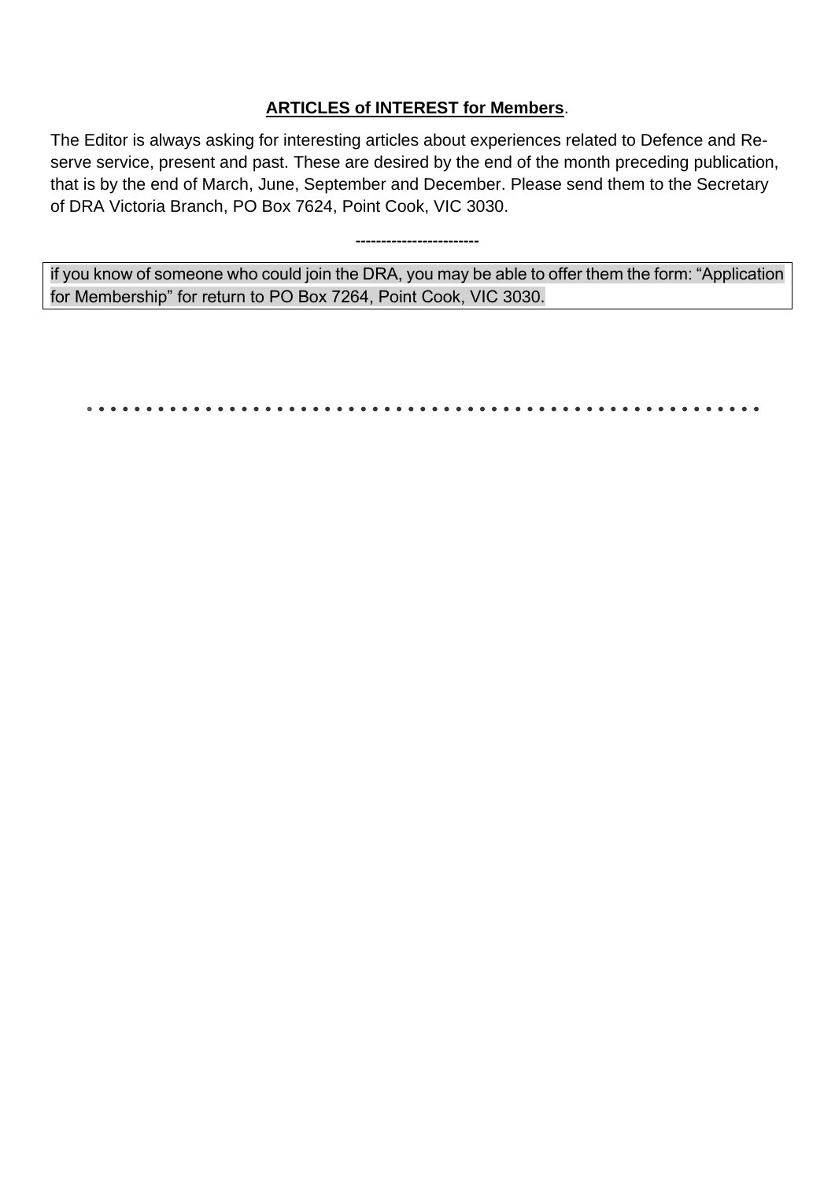**ARTICLES of INTEREST for Members**.

The Editor is always asking for interesting articles about experiences related to Defence and Reserve service, present and past. These are desired by the end of the month preceding publication, that is by the end of March, June, September and December. Please send them to the Secretary of DRA Victoria Branch, PO Box 7624, Point Cook, VIC 3030.

------------------------

if you know of someone who could join the DRA, you may be able to offer them the form: "Application for Membership" for return to PO Box 7264, Point Cook, VIC 3030.